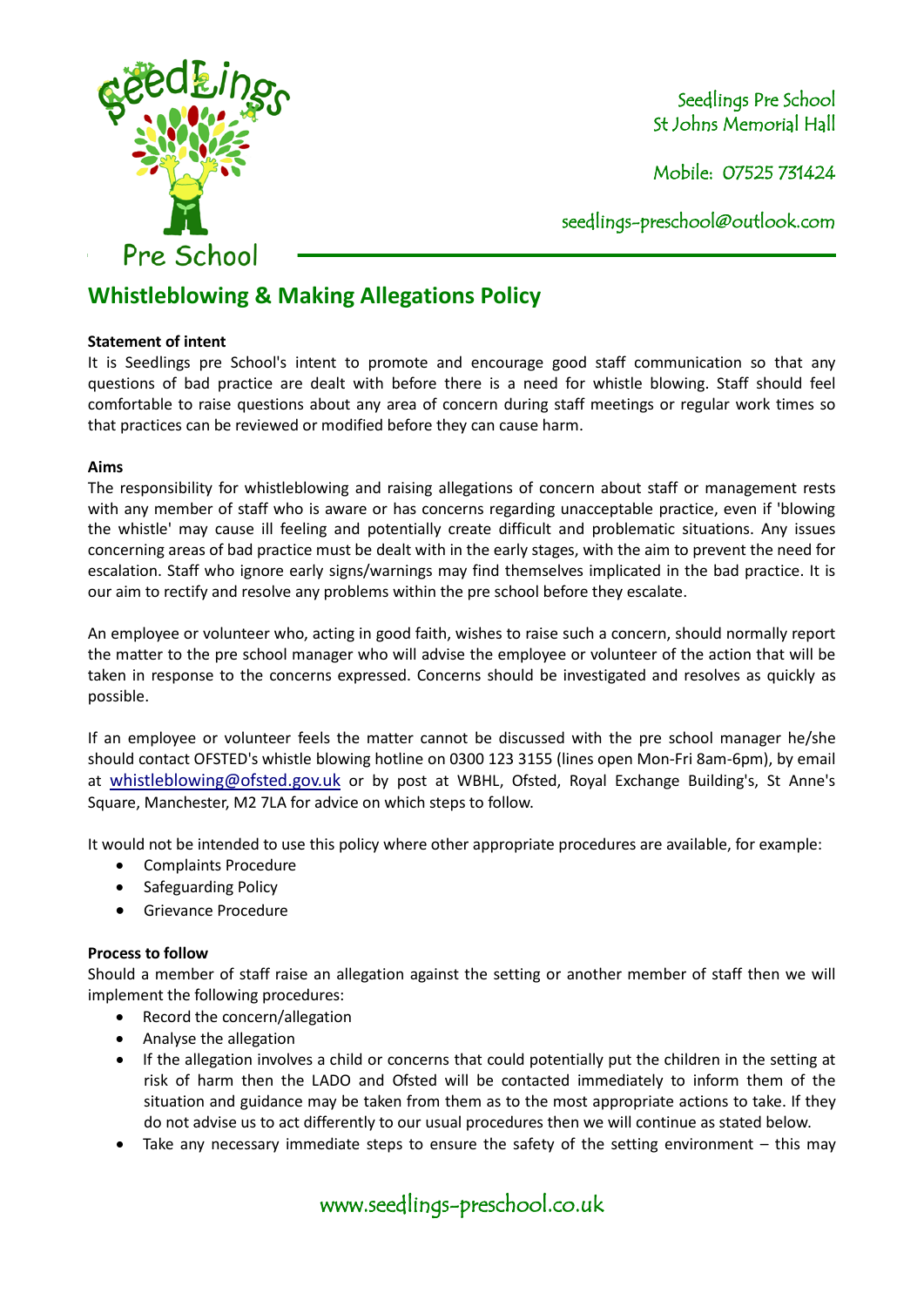Seedlings Pre School
St Johns Memorial Hall

Mobile: 07525 731424

seedlings-preschool@outlook.com

# Whistleblowing & Making Allegations Policy

**Statement of intent**

It is Seedlings pre School's intent to promote and encourage good staff communication so that any questions of bad practice are dealt with before there is a need for whistle blowing. Staff should feel comfortable to raise questions about any area of concern during staff meetings or regular work times so that practices can be reviewed or modified before they can cause harm.

**Aims**

The responsibility for whistleblowing and raising allegations of concern about staff or management rests with any member of staff who is aware or has concerns regarding unacceptable practice, even if 'blowing the whistle' may cause ill feeling and potentially create difficult and problematic situations. Any issues concerning areas of bad practice must be dealt with in the early stages, with the aim to prevent the need for escalation. Staff who ignore early signs/warnings may find themselves implicated in the bad practice. It is our aim to rectify and resolve any problems within the pre school before they escalate.

An employee or volunteer who, acting in good faith, wishes to raise such a concern, should normally report the matter to the pre school manager who will advise the employee or volunteer of the action that will be taken in response to the concerns expressed. Concerns should be investigated and resolves as quickly as possible.

If an employee or volunteer feels the matter cannot be discussed with the pre school manager he/she should contact OFSTED's whistle blowing hotline on 0300 123 3155 (lines open Mon-Fri 8am-6pm), by email at whistleblowing@ofsted.gov.uk or by post at WBHL, Ofsted, Royal Exchange Building's, St Anne's Square, Manchester, M2 7LA for advice on which steps to follow.

It would not be intended to use this policy where other appropriate procedures are available, for example:

- Complaints Procedure
- Safeguarding Policy
- Grievance Procedure

**Process to follow**

Should a member of staff raise an allegation against the setting or another member of staff then we will implement the following procedures:

- Record the concern/allegation
- Analyse the allegation
- If the allegation involves a child or concerns that could potentially put the children in the setting at risk of harm then the LADO and Ofsted will be contacted immediately to inform them of the situation and guidance may be taken from them as to the most appropriate actions to take. If they do not advise us to act differently to our usual procedures then we will continue as stated below.
- Take any necessary immediate steps to ensure the safety of the setting environment – this may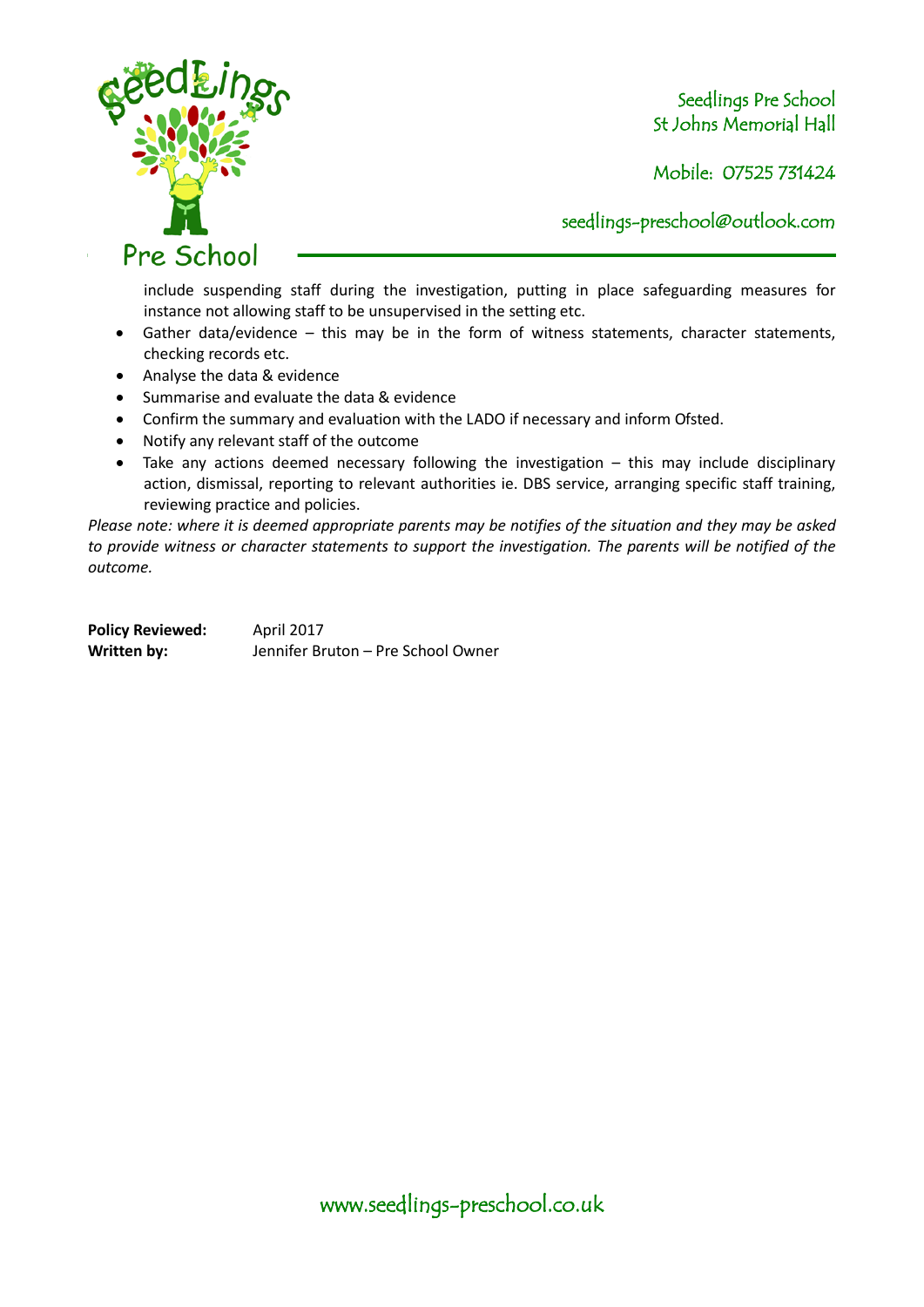include suspending staff during the investigation, putting in place safeguarding measures for instance not allowing staff to be unsupervised in the setting etc.

- Gather data/evidence – this may be in the form of witness statements, character statements, checking records etc.
- Analyse the data & evidence
- Summarise and evaluate the data & evidence
- Confirm the summary and evaluation with the LADO if necessary and inform Ofsted.
- Notify any relevant staff of the outcome
- Take any actions deemed necessary following the investigation – this may include disciplinary action, dismissal, reporting to relevant authorities ie. DBS service, arranging specific staff training, reviewing practice and policies.

*Please note: where it is deemed appropriate parents may be notifies of the situation and they may be asked to provide witness or character statements to support the investigation. The parents will be notified of the outcome.*

**Policy Reviewed:** April 2017
**Written by:** Jennifer Bruton – Pre School Owner